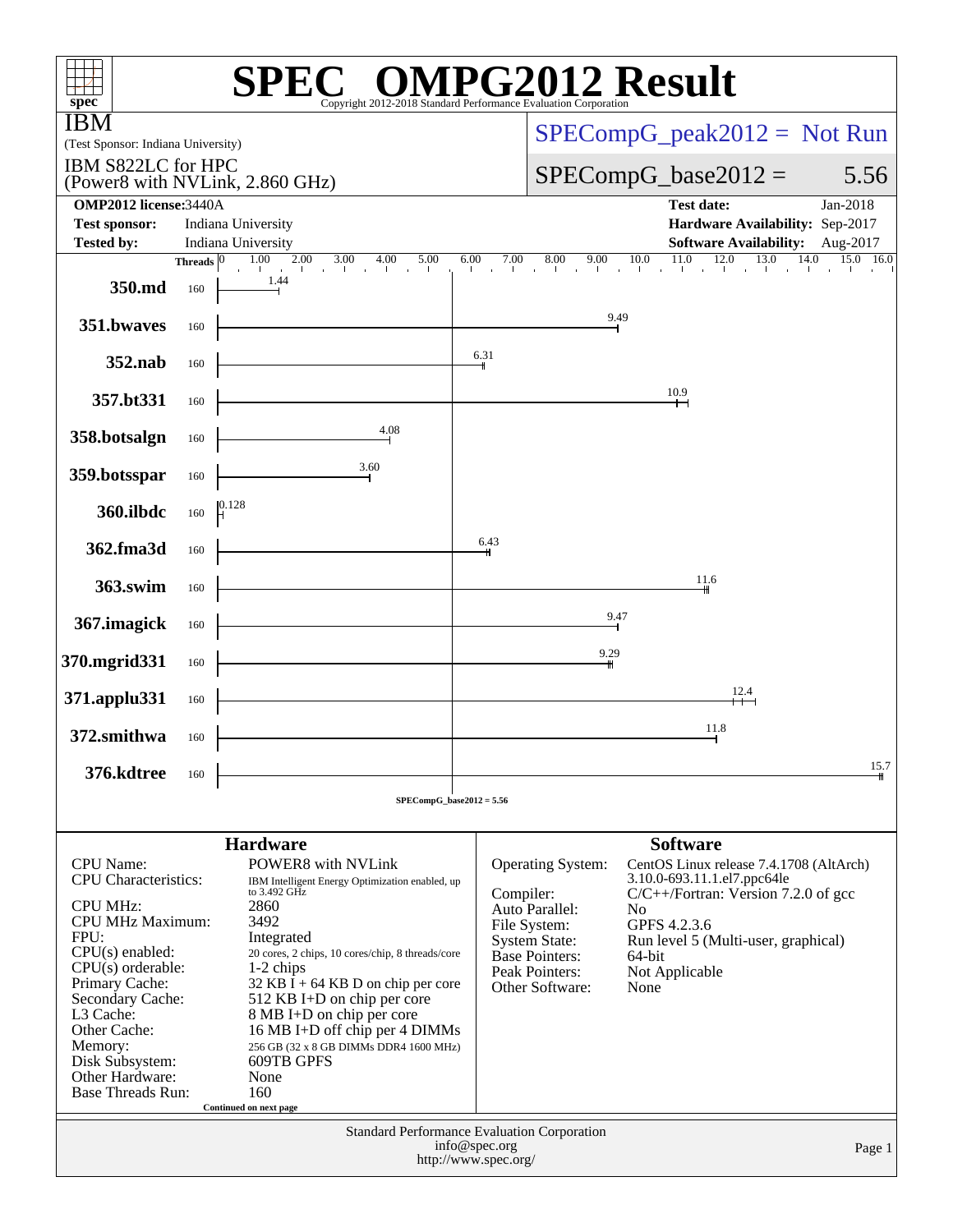# SPEC OMPG2012 Result

Copyright 2012-2018 Standard Performance Evaluation Corporation

**IBM**

(Test Sponsor: Indiana University)

IBM S822LC for HPC
(Power8 with NVLink, 2.860 GHz)

SPECompG_peak2012 = Not Run

SPECompG_base2012 = 5.56

| | | | |
|---|---|---|---|
| **OMP2012 license:** | 3440A | **Test date:** | Jan-2018 |
| **Test sponsor:** | Indiana University | **Hardware Availability:** | Sep-2017 |
| **Tested by:** | Indiana University | **Software Availability:** | Aug-2017 |

| Benchmark | Threads | Base Ratio |
|---|---|---|
| 350.md | 160 | 1.44 |
| 351.bwaves | 160 | 9.49 |
| 352.nab | 160 | 6.31 |
| 357.bt331 | 160 | 10.9 |
| 358.botsalgn | 160 | 4.08 |
| 359.botsspar | 160 | 3.60 |
| 360.ilbdc | 160 | 0.128 |
| 362.fma3d | 160 | 6.43 |
| 363.swim | 160 | 11.6 |
| 367.imagick | 160 | 9.47 |
| 370.mgrid331 | 160 | 9.29 |
| 371.applu331 | 160 | 12.4 |
| 372.smithwa | 160 | 11.8 |
| 376.kdtree | 160 | 15.7 |

SPECompG_base2012 = 5.56

## Hardware

| | |
|---|---|
| CPU Name: | POWER8 with NVLink |
| CPU Characteristics: | IBM Intelligent Energy Optimization enabled, up to 3.492 GHz |
| CPU MHz: | 2860 |
| CPU MHz Maximum: | 3492 |
| FPU: | Integrated |
| CPU(s) enabled: | 20 cores, 2 chips, 10 cores/chip, 8 threads/core |
| CPU(s) orderable: | 1-2 chips |
| Primary Cache: | 32 KB I + 64 KB D on chip per core |
| Secondary Cache: | 512 KB I+D on chip per core |
| L3 Cache: | 8 MB I+D on chip per core |
| Other Cache: | 16 MB I+D off chip per 4 DIMMs |
| Memory: | 256 GB (32 x 8 GB DIMMs DDR4 1600 MHz) |
| Disk Subsystem: | 609TB GPFS |
| Other Hardware: | None |
| Base Threads Run: | 160 |

Continued on next page

## Software

| | |
|---|---|
| Operating System: | CentOS Linux release 7.4.1708 (AltArch) 3.10.0-693.11.1.el7.ppc64le |
| Compiler: | C/C++/Fortran: Version 7.2.0 of gcc |
| Auto Parallel: | No |
| File System: | GPFS 4.2.3.6 |
| System State: | Run level 5 (Multi-user, graphical) |
| Base Pointers: | 64-bit |
| Peak Pointers: | Not Applicable |
| Other Software: | None |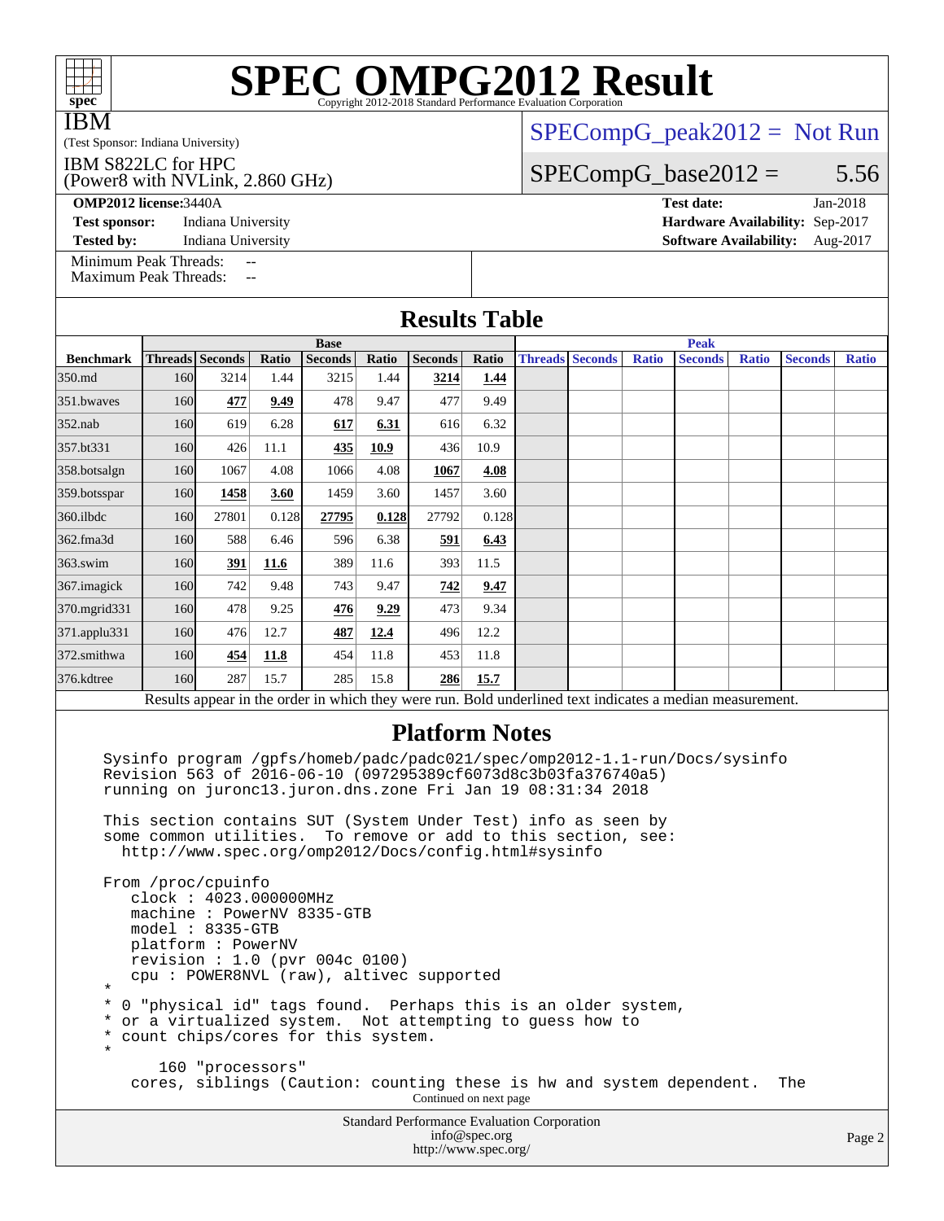# SPEC OMPG2012 Result

Copyright 2012-2018 Standard Performance Evaluation Corporation

**IBM**

(Test Sponsor: Indiana University)

IBM S822LC for HPC
(Power8 with NVLink, 2.860 GHz)

SPECompG_peak2012 = Not Run

SPECompG_base2012 = 5.56

| | | | |
|---|---|---|---|
| **OMP2012 license:** 3440A | | **Test date:** | Jan-2018 |
| **Test sponsor:** | Indiana University | **Hardware Availability:** | Sep-2017 |
| **Tested by:** | Indiana University | **Software Availability:** | Aug-2017 |

Minimum Peak Threads: --
Maximum Peak Threads: --

## Results Table

| | Base | | | | | | | Peak | | | | | | |
|---|---|---|---|---|---|---|---|---|---|---|---|---|---|---|
| **Benchmark** | **Threads** | **Seconds** | **Ratio** | **Seconds** | **Ratio** | **Seconds** | **Ratio** | **Threads** | **Seconds** | **Ratio** | **Seconds** | **Ratio** | **Seconds** | **Ratio** |
| 350.md | 160 | 3214 | 1.44 | 3215 | 1.44 | **3214** | **1.44** | | | | | | | |
| 351.bwaves | 160 | **477** | **9.49** | 478 | 9.47 | 477 | 9.49 | | | | | | | |
| 352.nab | 160 | 619 | 6.28 | **617** | **6.31** | 616 | 6.32 | | | | | | | |
| 357.bt331 | 160 | 426 | 11.1 | **435** | **10.9** | 436 | 10.9 | | | | | | | |
| 358.botsalgn | 160 | 1067 | 4.08 | 1066 | 4.08 | **1067** | **4.08** | | | | | | | |
| 359.botsspar | 160 | **1458** | **3.60** | 1459 | 3.60 | 1457 | 3.60 | | | | | | | |
| 360.ilbdc | 160 | 27801 | 0.128 | **27795** | **0.128** | 27792 | 0.128 | | | | | | | |
| 362.fma3d | 160 | 588 | 6.46 | 596 | 6.38 | **591** | **6.43** | | | | | | | |
| 363.swim | 160 | **391** | **11.6** | 389 | 11.6 | 393 | 11.5 | | | | | | | |
| 367.imagick | 160 | 742 | 9.48 | 743 | 9.47 | **742** | **9.47** | | | | | | | |
| 370.mgrid331 | 160 | 478 | 9.25 | **476** | **9.29** | 473 | 9.34 | | | | | | | |
| 371.applu331 | 160 | 476 | 12.7 | **487** | **12.4** | 496 | 12.2 | | | | | | | |
| 372.smithwa | 160 | **454** | **11.8** | 454 | 11.8 | 453 | 11.8 | | | | | | | |
| 376.kdtree | 160 | 287 | 15.7 | 285 | 15.8 | **286** | **15.7** | | | | | | | |

Results appear in the order in which they were run. Bold underlined text indicates a median measurement.

## Platform Notes

```
Sysinfo program /gpfs/homeb/padc/padc021/spec/omp2012-1.1-run/Docs/sysinfo
Revision 563 of 2016-06-10 (097295389cf6073d8c3b03fa376740a5)
running on juronc13.juron.dns.zone Fri Jan 19 08:31:34 2018

This section contains SUT (System Under Test) info as seen by
some common utilities.  To remove or add to this section, see:
  http://www.spec.org/omp2012/Docs/config.html#sysinfo

From /proc/cpuinfo
   clock : 4023.000000MHz
   machine : PowerNV 8335-GTB
   model : 8335-GTB
   platform : PowerNV
   revision : 1.0 (pvr 004c 0100)
   cpu : POWER8NVL (raw), altivec supported
*
* 0 "physical id" tags found.  Perhaps this is an older system,
* or a virtualized system.  Not attempting to guess how to
* count chips/cores for this system.
*
      160 "processors"
   cores, siblings (Caution: counting these is hw and system dependent.  The
```

Continued on next page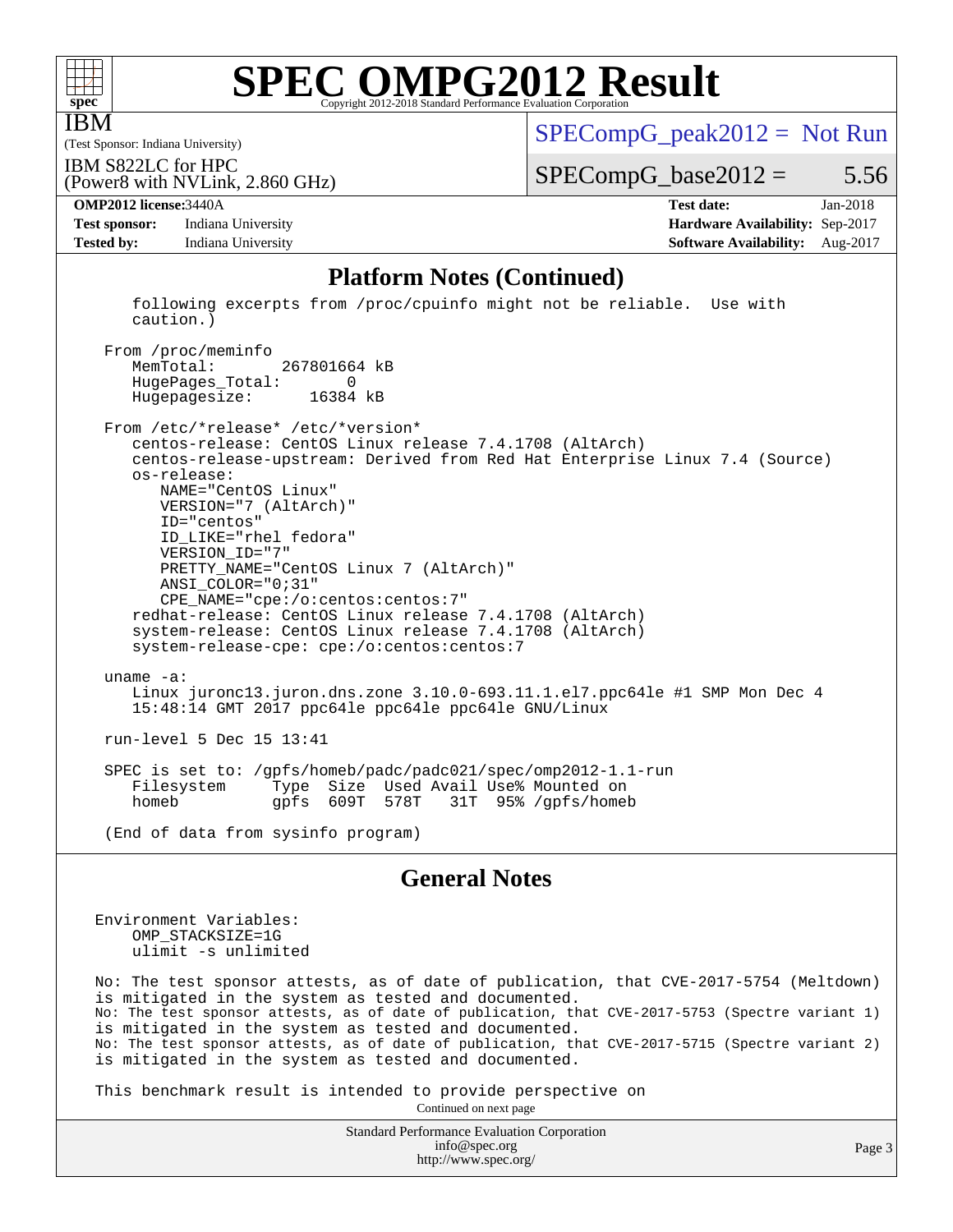## Platform Notes (Continued)

```
   following excerpts from /proc/cpuinfo might not be reliable.  Use with
   caution.)

 From /proc/meminfo
    MemTotal:       267801664 kB
    HugePages_Total:        0
    Hugepagesize:       16384 kB

 From /etc/*release* /etc/*version*
    centos-release: CentOS Linux release 7.4.1708 (AltArch)
    centos-release-upstream: Derived from Red Hat Enterprise Linux 7.4 (Source)
    os-release:
       NAME="CentOS Linux"
       VERSION="7 (AltArch)"
       ID="centos"
       ID_LIKE="rhel fedora"
       VERSION_ID="7"
       PRETTY_NAME="CentOS Linux 7 (AltArch)"
       ANSI_COLOR="0;31"
       CPE_NAME="cpe:/o:centos:centos:7"
    redhat-release: CentOS Linux release 7.4.1708 (AltArch)
    system-release: CentOS Linux release 7.4.1708 (AltArch)
    system-release-cpe: cpe:/o:centos:centos:7

 uname -a:
    Linux juronc13.juron.dns.zone 3.10.0-693.11.1.el7.ppc64le #1 SMP Mon Dec 4
    15:48:14 GMT 2017 ppc64le ppc64le ppc64le GNU/Linux

 run-level 5 Dec 15 13:41

 SPEC is set to: /gpfs/homeb/padc/padc021/spec/omp2012-1.1-run
    Filesystem     Type  Size  Used Avail Use% Mounted on
    homeb          gpfs  609T  578T   31T  95% /gpfs/homeb

 (End of data from sysinfo program)
```

## General Notes

```
Environment Variables:
    OMP_STACKSIZE=1G
    ulimit -s unlimited

No: The test sponsor attests, as of date of publication, that CVE-2017-5754 (Meltdown)
is mitigated in the system as tested and documented.
No: The test sponsor attests, as of date of publication, that CVE-2017-5753 (Spectre variant 1)
is mitigated in the system as tested and documented.
No: The test sponsor attests, as of date of publication, that CVE-2017-5715 (Spectre variant 2)
is mitigated in the system as tested and documented.

This benchmark result is intended to provide perspective on
```

Continued on next page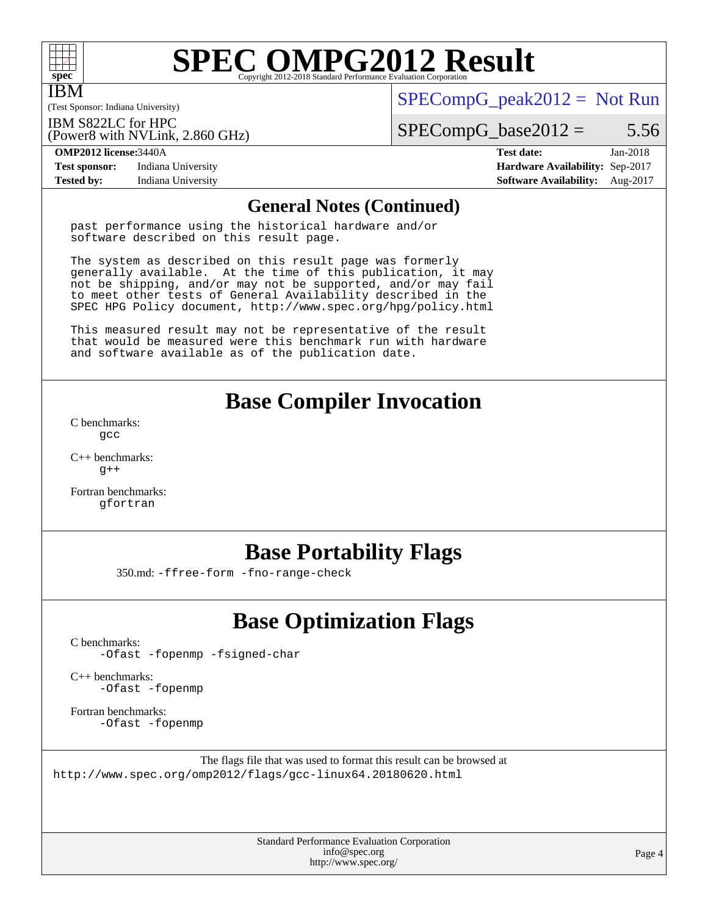## General Notes (Continued)

```
past performance using the historical hardware and/or
software described on this result page.

The system as described on this result page was formerly
generally available.  At the time of this publication, it may
not be shipping, and/or may not be supported, and/or may fail
to meet other tests of General Availability described in the
SPEC HPG Policy document, http://www.spec.org/hpg/policy.html

This measured result may not be representative of the result
that would be measured were this benchmark run with hardware
and software available as of the publication date.
```

## Base Compiler Invocation

C benchmarks:
`gcc`

C++ benchmarks:
`g++`

Fortran benchmarks:
`gfortran`

## Base Portability Flags

350.md: `-ffree-form -fno-range-check`

## Base Optimization Flags

C benchmarks:
`-Ofast -fopenmp -fsigned-char`

C++ benchmarks:
`-Ofast -fopenmp`

Fortran benchmarks:
`-Ofast -fopenmp`

The flags file that was used to format this result can be browsed at
http://www.spec.org/omp2012/flags/gcc-linux64.20180620.html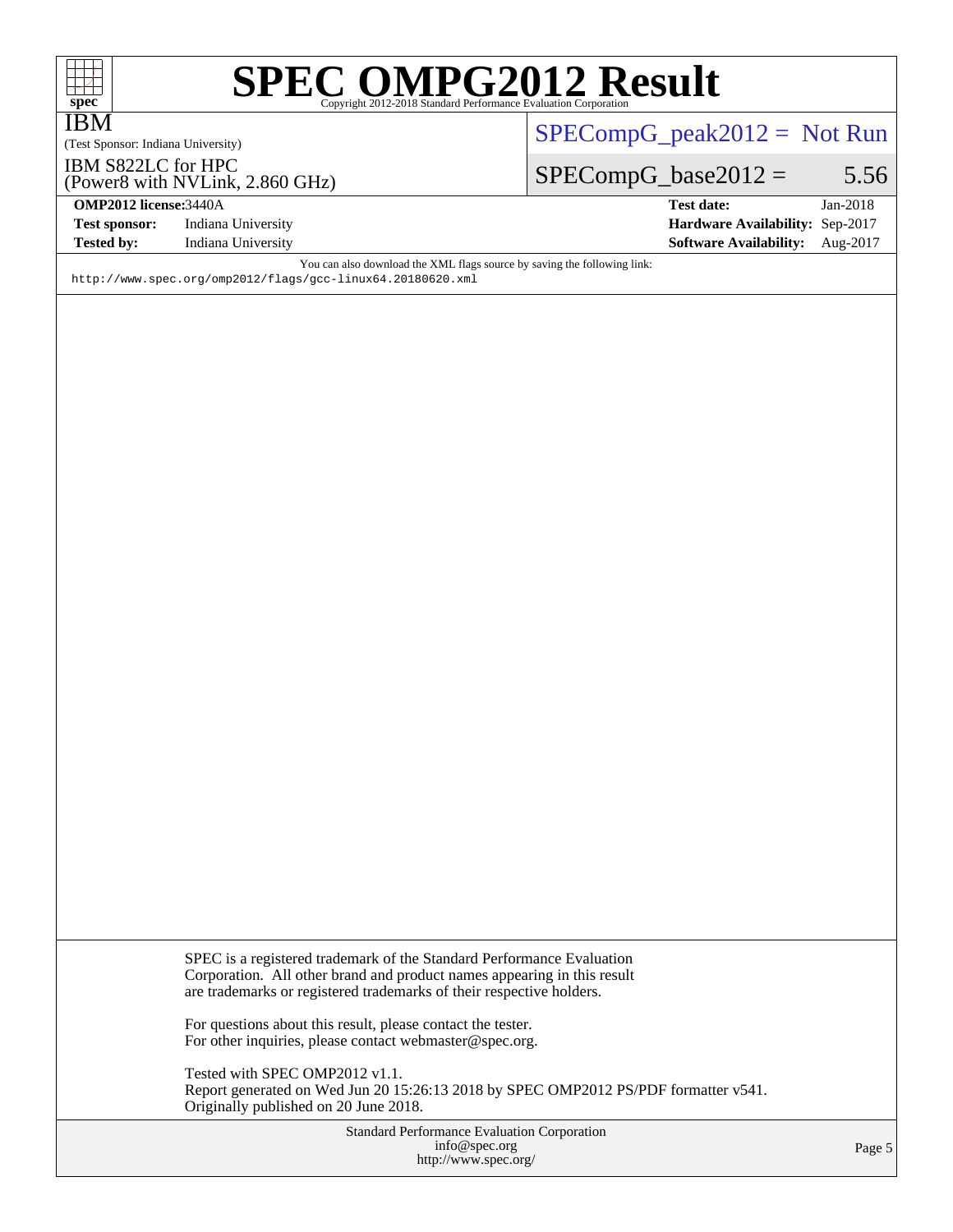You can also download the XML flags source by saving the following link:
http://www.spec.org/omp2012/flags/gcc-linux64.20180620.xml

SPEC is a registered trademark of the Standard Performance Evaluation Corporation. All other brand and product names appearing in this result are trademarks or registered trademarks of their respective holders.

For questions about this result, please contact the tester.
For other inquiries, please contact webmaster@spec.org.

Tested with SPEC OMP2012 v1.1.
Report generated on Wed Jun 20 15:26:13 2018 by SPEC OMP2012 PS/PDF formatter v541.
Originally published on 20 June 2018.